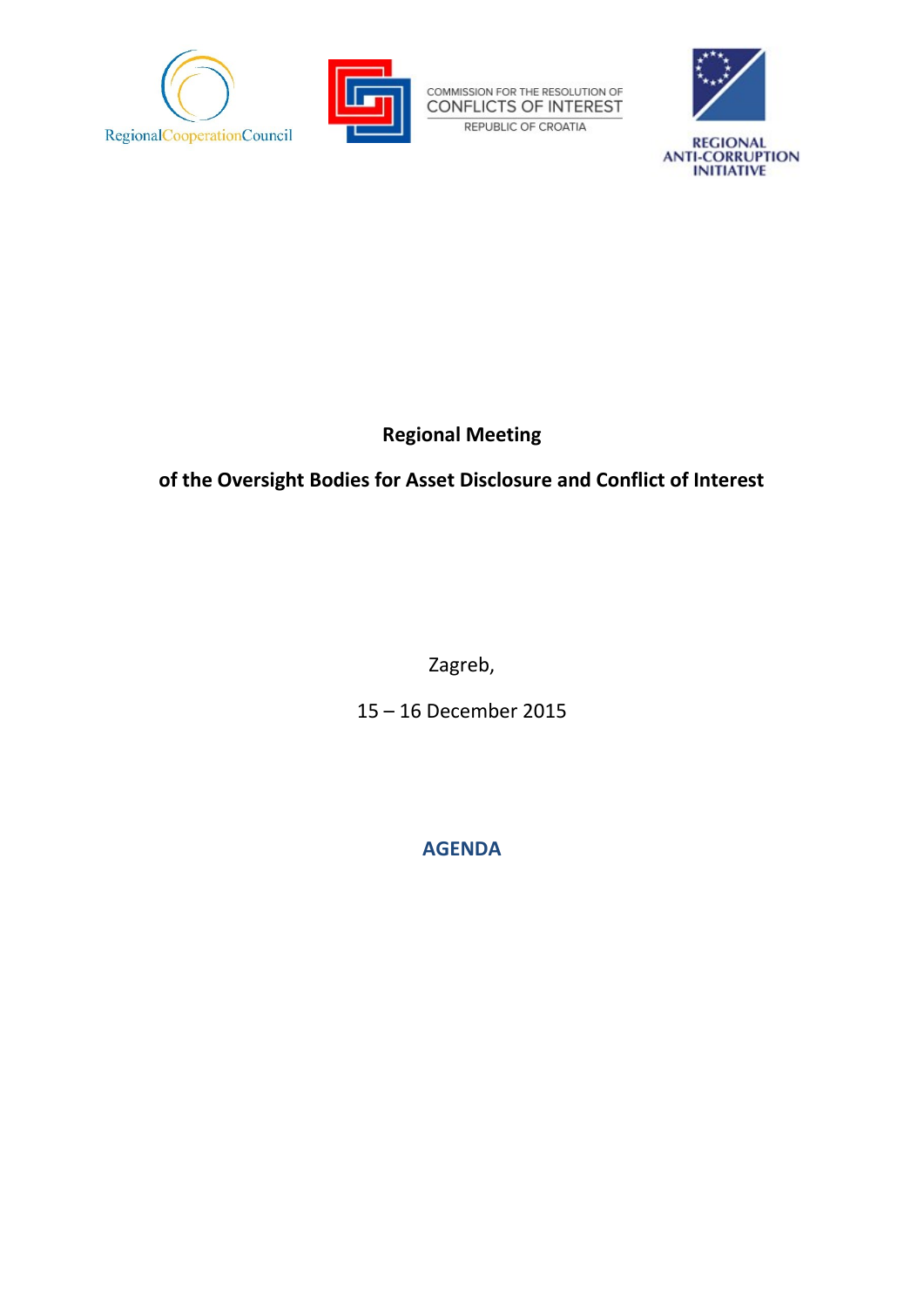RegionalCooperationCouncil

COMMISSION FOR THE RESOLUTION OF
CONFLICTS OF INTEREST
REPUBLIC OF CROATIA

REGIONAL
ANTI-CORRUPTION
INITIATIVE

**Regional Meeting**

**of the Oversight Bodies for Asset Disclosure and Conflict of Interest**

Zagreb,

15 – 16 December 2015

**AGENDA**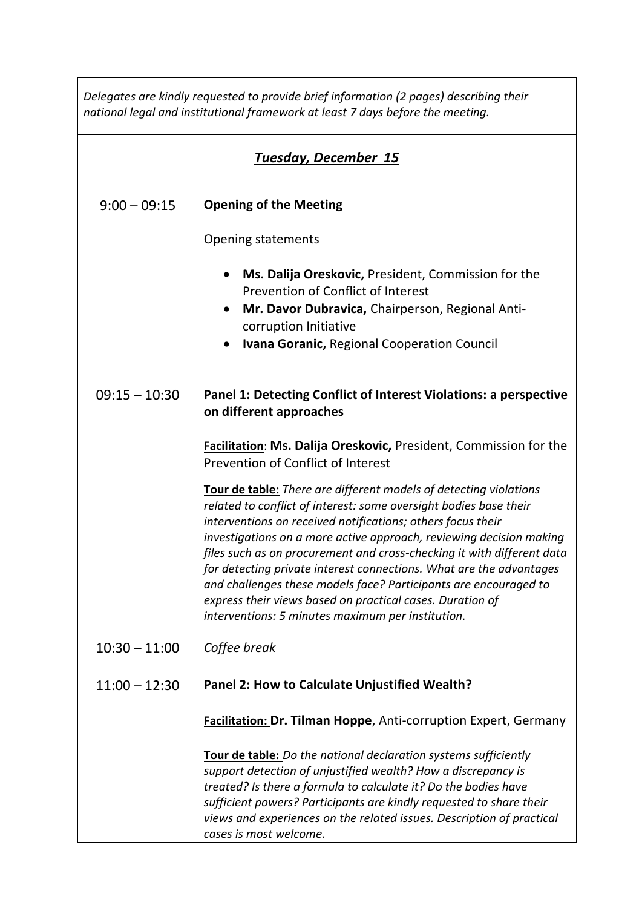*Delegates are kindly requested to provide brief information (2 pages) describing their national legal and institutional framework at least 7 days before the meeting.*

## ***Tuesday, December 15***

| | |
|---|---|
| 9:00 – 09:15 | **Opening of the Meeting**<br><br>Opening statements<br><br>• **Ms. Dalija Oreskovic,** President, Commission for the Prevention of Conflict of Interest<br>• **Mr. Davor Dubravica,** Chairperson, Regional Anti-corruption Initiative<br>• **Ivana Goranic,** Regional Cooperation Council |
| 09:15 – 10:30 | **Panel 1: Detecting Conflict of Interest Violations: a perspective on different approaches**<br><br>**Facilitation**: **Ms. Dalija Oreskovic,** President, Commission for the Prevention of Conflict of Interest<br><br>**Tour de table:** *There are different models of detecting violations related to conflict of interest: some oversight bodies base their interventions on received notifications; others focus their investigations on a more active approach, reviewing decision making files such as on procurement and cross-checking it with different data for detecting private interest connections. What are the advantages and challenges these models face? Participants are encouraged to express their views based on practical cases. Duration of interventions: 5 minutes maximum per institution.* |
| 10:30 – 11:00 | *Coffee break* |
| 11:00 – 12:30 | **Panel 2: How to Calculate Unjustified Wealth?**<br><br>**Facilitation: Dr. Tilman Hoppe**, Anti-corruption Expert, Germany<br><br>**Tour de table:** *Do the national declaration systems sufficiently support detection of unjustified wealth? How a discrepancy is treated? Is there a formula to calculate it? Do the bodies have sufficient powers? Participants are kindly requested to share their views and experiences on the related issues. Description of practical cases is most welcome.* |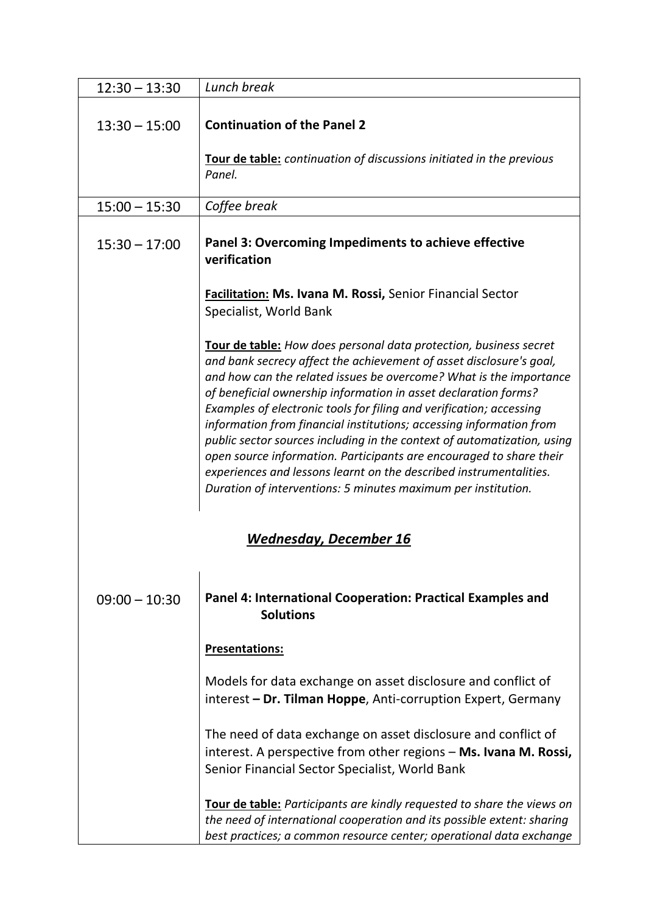| | |
|---|---|
| 12:30 – 13:30 | *Lunch break* |
| 13:30 – 15:00 | **Continuation of the Panel 2**<br><br>**Tour de table:** *continuation of discussions initiated in the previous Panel.* |
| 15:00 – 15:30 | *Coffee break* |
| 15:30 – 17:00 | **Panel 3: Overcoming Impediments to achieve effective verification**<br><br>**Facilitation: Ms. Ivana M. Rossi,** Senior Financial Sector Specialist, World Bank<br><br>**Tour de table:** *How does personal data protection, business secret and bank secrecy affect the achievement of asset disclosure's goal, and how can the related issues be overcome? What is the importance of beneficial ownership information in asset declaration forms? Examples of electronic tools for filing and verification; accessing information from financial institutions; accessing information from public sector sources including in the context of automatization, using open source information. Participants are encouraged to share their experiences and lessons learnt on the described instrumentalities. Duration of interventions: 5 minutes maximum per institution.* |

## ***Wednesday, December 16***

| | |
|---|---|
| 09:00 – 10:30 | **Panel 4: International Cooperation: Practical Examples and Solutions**<br><br>**Presentations:**<br><br>Models for data exchange on asset disclosure and conflict of interest **– Dr. Tilman Hoppe**, Anti-corruption Expert, Germany<br><br>The need of data exchange on asset disclosure and conflict of interest. A perspective from other regions – **Ms. Ivana M. Rossi,** Senior Financial Sector Specialist, World Bank<br><br>**Tour de table:** *Participants are kindly requested to share the views on the need of international cooperation and its possible extent: sharing best practices; a common resource center; operational data exchange* |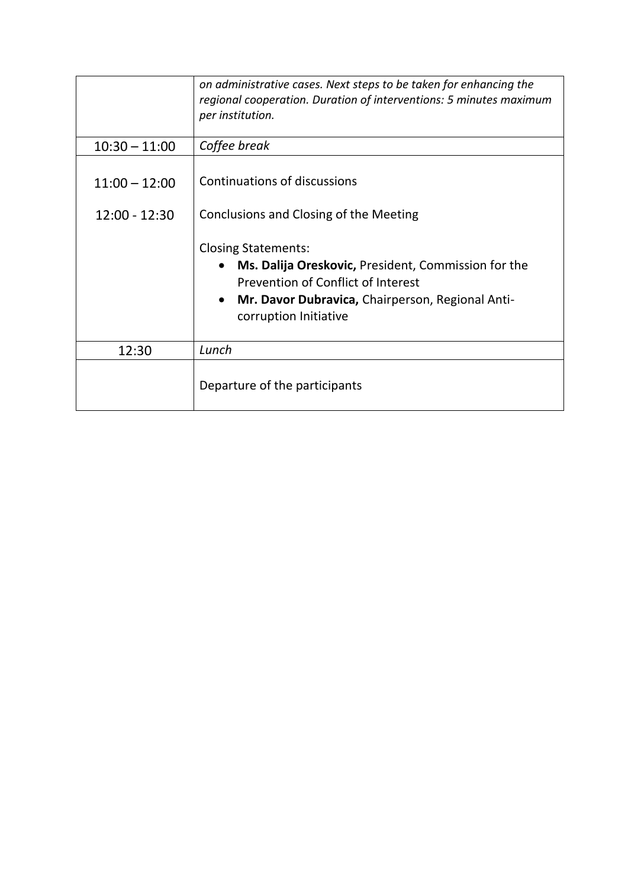| | |
|---|---|
| | *on administrative cases. Next steps to be taken for enhancing the regional cooperation. Duration of interventions: 5 minutes maximum per institution.* |
| 10:30 – 11:00 | *Coffee break* |
| 11:00 – 12:00<br><br>12:00 - 12:30 | Continuations of discussions<br><br>Conclusions and Closing of the Meeting<br><br>Closing Statements:<br>• **Ms. Dalija Oreskovic,** President, Commission for the Prevention of Conflict of Interest<br>• **Mr. Davor Dubravica,** Chairperson, Regional Anti-corruption Initiative |
| 12:30 | *Lunch* |
| | Departure of the participants |